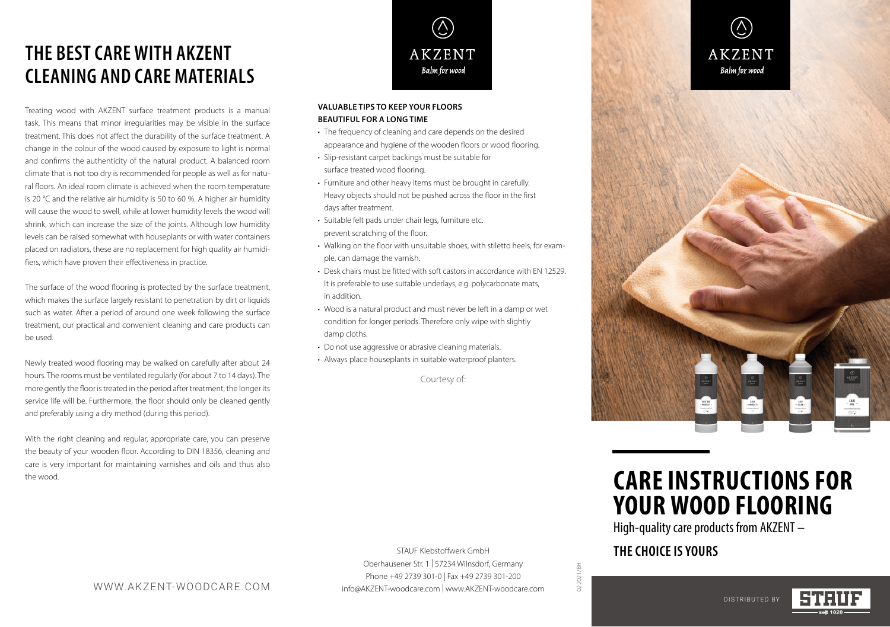# THE BEST CARE WITH AKZENT CLEANING AND CARE MATERIALS

Treating wood with AKZENT surface treatment products is a manual task. This means that minor irregularities may be visible in the surface treatment. This does not affect the durability of the surface treatment. A change in the colour of the wood caused by exposure to light is normal and confirms the authenticity of the natural product. A balanced room climate that is not too dry is recommended for people as well as for natural floors. An ideal room climate is achieved when the room temperature is 20 °C and the relative air humidity is 50 to 60 %. A higher air humidity will cause the wood to swell, while at lower humidity levels the wood will shrink, which can increase the size of the joints. Although low humidity levels can be raised somewhat with houseplants or with water containers placed on radiators, these are no replacement for high quality air humidifiers, which have proven their effectiveness in practice.

The surface of the wood flooring is protected by the surface treatment, which makes the surface largely resistant to penetration by dirt or liquids such as water. After a period of around one week following the surface treatment, our practical and convenient cleaning and care products can be used.

Newly treated wood flooring may be walked on carefully after about 24 hours. The rooms must be ventilated regularly (for about 7 to 14 days). The more gently the floor is treated in the period after treatment, the longer its service life will be. Furthermore, the floor should only be cleaned gently and preferably using a dry method (during this period).

With the right cleaning and regular, appropriate care, you can preserve the beauty of your wooden floor. According to DIN 18356, cleaning and care is very important for maintaining varnishes and oils and thus also the wood.

WWW.AKZENT-WOODCARE.COM

AKZENT
*Balm for wood*

**VALUABLE TIPS TO KEEP YOUR FLOORS BEAUTIFUL FOR A LONG TIME**

- The frequency of cleaning and care depends on the desired appearance and hygiene of the wooden floors or wood flooring.
- Slip-resistant carpet backings must be suitable for surface treated wood flooring.
- Furniture and other heavy items must be brought in carefully. Heavy objects should not be pushed across the floor in the first days after treatment.
- Suitable felt pads under chair legs, furniture etc. prevent scratching of the floor.
- Walking on the floor with unsuitable shoes, with stiletto heels, for example, can damage the varnish.
- Desk chairs must be fitted with soft castors in accordance with EN 12529. It is preferable to use suitable underlays, e.g. polycarbonate mats, in addition.
- Wood is a natural product and must never be left in a damp or wet condition for longer periods. Therefore only wipe with slightly damp cloths.
- Do not use aggressive or abrasive cleaning materials.
- Always place houseplants in suitable waterproof planters.

Courtesy of:

STAUF Klebstoffwerk GmbH
Oberhausener Str. 1 | 57234 Wilnsdorf, Germany
Phone +49 2739 301-0 | Fax +49 2739 301-200
info@AKZENT-woodcare.com | www.AKZENT-woodcare.com

02.2021/BH

AKZENT
*Balm for wood*

# CARE INSTRUCTIONS FOR YOUR WOOD FLOORING

High-quality care products from AKZENT –

## THE CHOICE IS YOURS

DISTRIBUTED BY STAUF seit 1828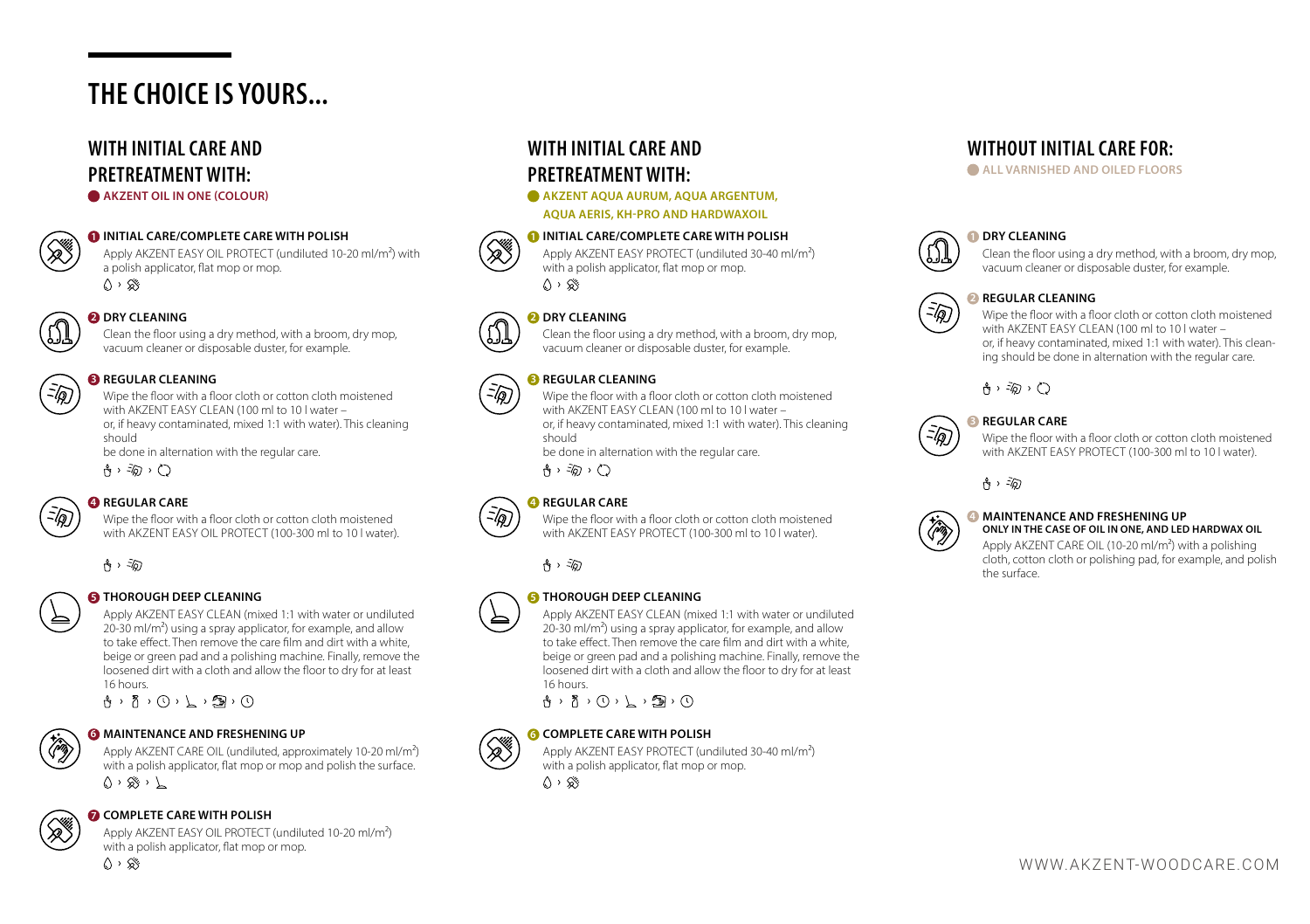# THE CHOICE IS YOURS...

## WITH INITIAL CARE AND PRETREATMENT WITH:

**AKZENT OIL IN ONE (COLOUR)**

**1 INITIAL CARE/COMPLETE CARE WITH POLISH**

Apply AKZENT EASY OIL PROTECT (undiluted 10-20 ml/m²) with a polish applicator, flat mop or mop.

**2 DRY CLEANING**

Clean the floor using a dry method, with a broom, dry mop, vacuum cleaner or disposable duster, for example.

**3 REGULAR CLEANING**

Wipe the floor with a floor cloth or cotton cloth moistened with AKZENT EASY CLEAN (100 ml to 10 l water – or, if heavy contaminated, mixed 1:1 with water). This cleaning should be done in alternation with the regular care.

**4 REGULAR CARE**

Wipe the floor with a floor cloth or cotton cloth moistened with AKZENT EASY OIL PROTECT (100-300 ml to 10 l water).

**5 THOROUGH DEEP CLEANING**

Apply AKZENT EASY CLEAN (mixed 1:1 with water or undiluted 20-30 ml/m²) using a spray applicator, for example, and allow to take effect. Then remove the care film and dirt with a white, beige or green pad and a polishing machine. Finally, remove the loosened dirt with a cloth and allow the floor to dry for at least 16 hours.

**6 MAINTENANCE AND FRESHENING UP**

Apply AKZENT CARE OIL (undiluted, approximately 10-20 ml/m²) with a polish applicator, flat mop or mop and polish the surface.

**7 COMPLETE CARE WITH POLISH**

Apply AKZENT EASY OIL PROTECT (undiluted 10-20 ml/m²) with a polish applicator, flat mop or mop.

## WITH INITIAL CARE AND PRETREATMENT WITH:

**AKZENT AQUA AURUM, AQUA ARGENTUM, AQUA AERIS, KH-PRO AND HARDWAXOIL**

**1 INITIAL CARE/COMPLETE CARE WITH POLISH**

Apply AKZENT EASY PROTECT (undiluted 30-40 ml/m²) with a polish applicator, flat mop or mop.

**2 DRY CLEANING**

Clean the floor using a dry method, with a broom, dry mop, vacuum cleaner or disposable duster, for example.

**3 REGULAR CLEANING**

Wipe the floor with a floor cloth or cotton cloth moistened with AKZENT EASY CLEAN (100 ml to 10 l water – or, if heavy contaminated, mixed 1:1 with water). This cleaning should be done in alternation with the regular care.

**4 REGULAR CARE**

Wipe the floor with a floor cloth or cotton cloth moistened with AKZENT EASY PROTECT (100-300 ml to 10 l water).

**5 THOROUGH DEEP CLEANING**

Apply AKZENT EASY CLEAN (mixed 1:1 with water or undiluted 20-30 ml/m²) using a spray applicator, for example, and allow to take effect. Then remove the care film and dirt with a white, beige or green pad and a polishing machine. Finally, remove the loosened dirt with a cloth and allow the floor to dry for at least 16 hours.

**6 COMPLETE CARE WITH POLISH**

Apply AKZENT EASY PROTECT (undiluted 30-40 ml/m²) with a polish applicator, flat mop or mop.

## WITHOUT INITIAL CARE FOR:

**ALL VARNISHED AND OILED FLOORS**

**1 DRY CLEANING**

Clean the floor using a dry method, with a broom, dry mop, vacuum cleaner or disposable duster, for example.

**2 REGULAR CLEANING**

Wipe the floor with a floor cloth or cotton cloth moistened with AKZENT EASY CLEAN (100 ml to 10 l water – or, if heavy contaminated, mixed 1:1 with water). This cleaning should be done in alternation with the regular care.

**3 REGULAR CARE**

Wipe the floor with a floor cloth or cotton cloth moistened with AKZENT EASY PROTECT (100-300 ml to 10 l water).

**4 MAINTENANCE AND FRESHENING UP**
**ONLY IN THE CASE OF OIL IN ONE, AND LED HARDWAX OIL**

Apply AKZENT CARE OIL (10-20 ml/m²) with a polishing cloth, cotton cloth or polishing pad, for example, and polish the surface.

WWW.AKZENT-WOODCARE.COM